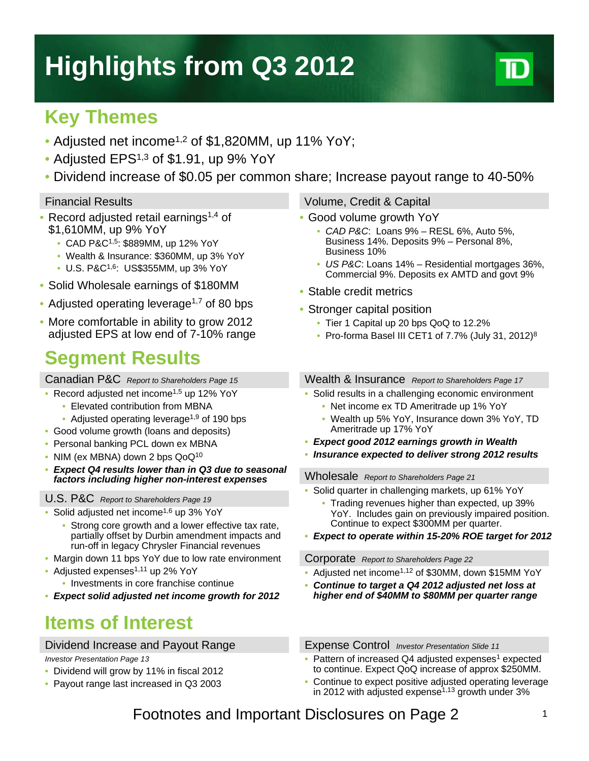# Highlights from Q3 2012

## Key Themes

- Adjusted net income[1,2] of $1,820MM, up 11% YoY;
- Adjusted EPS[1,3] of $1.91, up 9% YoY
- Dividend increase of $0.05 per common share; Increase payout range to 40-50%

### Financial Results

- Record adjusted retail earnings[1,4] of $1,610MM, up 9% YoY
  - CAD P&C[1,5]: $889MM, up 12% YoY
  - Wealth & Insurance: $360MM, up 3% YoY
  - U.S. P&C[1,6]: US$355MM, up 3% YoY
- Solid Wholesale earnings of $180MM
- Adjusted operating leverage[1,7] of 80 bps
- More comfortable in ability to grow 2012 adjusted EPS at low end of 7-10% range

### Volume, Credit & Capital

- Good volume growth YoY
  - *CAD P&C*: Loans 9% – RESL 6%, Auto 5%, Business 14%. Deposits 9% – Personal 8%, Business 10%
  - *US P&C*: Loans 14% – Residential mortgages 36%, Commercial 9%. Deposits ex AMTD and govt 9%
- Stable credit metrics
- Stronger capital position
  - Tier 1 Capital up 20 bps QoQ to 12.2%
  - Pro-forma Basel III CET1 of 7.7% (July 31, 2012)[8]

## Segment Results

### Canadian P&C *Report to Shareholders Page 15*

- Record adjusted net income[1,5] up 12% YoY
  - Elevated contribution from MBNA
  - Adjusted operating leverage[1,9] of 190 bps
- Good volume growth (loans and deposits)
- Personal banking PCL down ex MBNA
- NIM (ex MBNA) down 2 bps QoQ[10]
- ***Expect Q4 results lower than in Q3 due to seasonal factors including higher non-interest expenses***

### U.S. P&C *Report to Shareholders Page 19*

- Solid adjusted net income[1,6] up 3% YoY
  - Strong core growth and a lower effective tax rate, partially offset by Durbin amendment impacts and run-off in legacy Chrysler Financial revenues
- Margin down 11 bps YoY due to low rate environment
- Adjusted expenses[1,11] up 2% YoY
  - Investments in core franchise continue
- ***Expect solid adjusted net income growth for 2012***

### Wealth & Insurance *Report to Shareholders Page 17*

- Solid results in a challenging economic environment
  - Net income ex TD Ameritrade up 1% YoY
  - Wealth up 5% YoY, Insurance down 3% YoY, TD Ameritrade up 17% YoY
- ***Expect good 2012 earnings growth in Wealth***
- ***Insurance expected to deliver strong 2012 results***

### Wholesale *Report to Shareholders Page 21*

- Solid quarter in challenging markets, up 61% YoY
  - Trading revenues higher than expected, up 39% YoY. Includes gain on previously impaired position. Continue to expect $300MM per quarter.
- ***Expect to operate within 15-20% ROE target for 2012***

### Corporate *Report to Shareholders Page 22*

- Adjusted net income[1,12] of $30MM, down $15MM YoY
- ***Continue to target a Q4 2012 adjusted net loss at higher end of $40MM to $80MM per quarter range***

## Items of Interest

### Dividend Increase and Payout Range

*Investor Presentation Page 13*

- Dividend will grow by 11% in fiscal 2012
- Payout range last increased in Q3 2003

### Expense Control *Investor Presentation Slide 11*

- Pattern of increased Q4 adjusted expenses[1] expected to continue. Expect QoQ increase of approx $250MM.
- Continue to expect positive adjusted operating leverage in 2012 with adjusted expense[1,13] growth under 3%

Footnotes and Important Disclosures on Page 2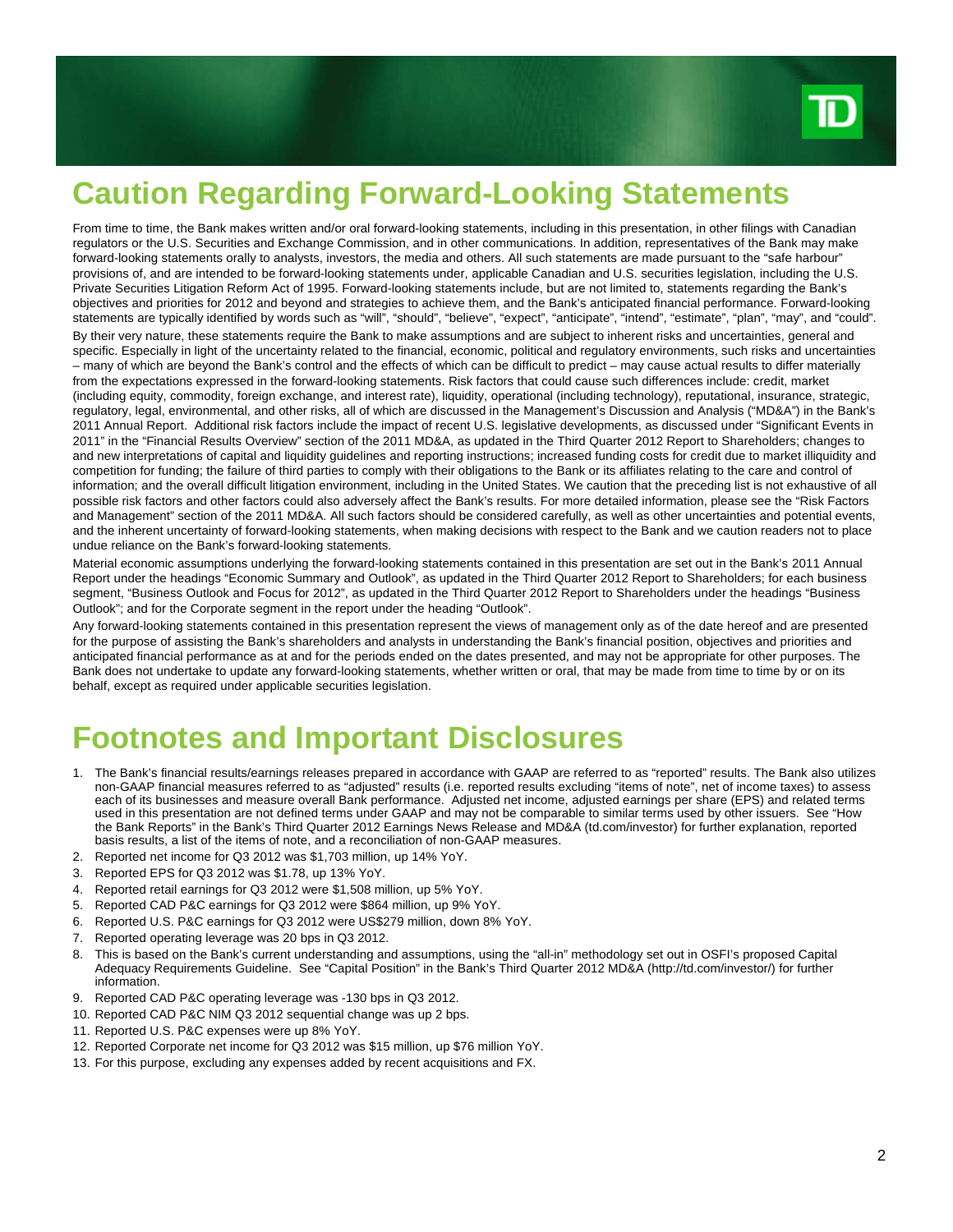# Caution Regarding Forward-Looking Statements

From time to time, the Bank makes written and/or oral forward-looking statements, including in this presentation, in other filings with Canadian regulators or the U.S. Securities and Exchange Commission, and in other communications. In addition, representatives of the Bank may make forward-looking statements orally to analysts, investors, the media and others. All such statements are made pursuant to the "safe harbour" provisions of, and are intended to be forward-looking statements under, applicable Canadian and U.S. securities legislation, including the U.S. Private Securities Litigation Reform Act of 1995. Forward-looking statements include, but are not limited to, statements regarding the Bank's objectives and priorities for 2012 and beyond and strategies to achieve them, and the Bank's anticipated financial performance. Forward-looking statements are typically identified by words such as "will", "should", "believe", "expect", "anticipate", "intend", "estimate", "plan", "may", and "could".

By their very nature, these statements require the Bank to make assumptions and are subject to inherent risks and uncertainties, general and specific. Especially in light of the uncertainty related to the financial, economic, political and regulatory environments, such risks and uncertainties – many of which are beyond the Bank's control and the effects of which can be difficult to predict – may cause actual results to differ materially from the expectations expressed in the forward-looking statements. Risk factors that could cause such differences include: credit, market (including equity, commodity, foreign exchange, and interest rate), liquidity, operational (including technology), reputational, insurance, strategic, regulatory, legal, environmental, and other risks, all of which are discussed in the Management's Discussion and Analysis ("MD&A") in the Bank's 2011 Annual Report. Additional risk factors include the impact of recent U.S. legislative developments, as discussed under "Significant Events in 2011" in the "Financial Results Overview" section of the 2011 MD&A, as updated in the Third Quarter 2012 Report to Shareholders; changes to and new interpretations of capital and liquidity guidelines and reporting instructions; increased funding costs for credit due to market illiquidity and competition for funding; the failure of third parties to comply with their obligations to the Bank or its affiliates relating to the care and control of information; and the overall difficult litigation environment, including in the United States. We caution that the preceding list is not exhaustive of all possible risk factors and other factors could also adversely affect the Bank's results. For more detailed information, please see the "Risk Factors and Management" section of the 2011 MD&A. All such factors should be considered carefully, as well as other uncertainties and potential events, and the inherent uncertainty of forward-looking statements, when making decisions with respect to the Bank and we caution readers not to place undue reliance on the Bank's forward-looking statements.

Material economic assumptions underlying the forward-looking statements contained in this presentation are set out in the Bank's 2011 Annual Report under the headings "Economic Summary and Outlook", as updated in the Third Quarter 2012 Report to Shareholders; for each business segment, "Business Outlook and Focus for 2012", as updated in the Third Quarter 2012 Report to Shareholders under the headings "Business Outlook"; and for the Corporate segment in the report under the heading "Outlook".

Any forward-looking statements contained in this presentation represent the views of management only as of the date hereof and are presented for the purpose of assisting the Bank's shareholders and analysts in understanding the Bank's financial position, objectives and priorities and anticipated financial performance as at and for the periods ended on the dates presented, and may not be appropriate for other purposes. The Bank does not undertake to update any forward-looking statements, whether written or oral, that may be made from time to time by or on its behalf, except as required under applicable securities legislation.

# Footnotes and Important Disclosures

1. The Bank's financial results/earnings releases prepared in accordance with GAAP are referred to as "reported" results. The Bank also utilizes non-GAAP financial measures referred to as "adjusted" results (i.e. reported results excluding "items of note", net of income taxes) to assess each of its businesses and measure overall Bank performance. Adjusted net income, adjusted earnings per share (EPS) and related terms used in this presentation are not defined terms under GAAP and may not be comparable to similar terms used by other issuers. See "How the Bank Reports" in the Bank's Third Quarter 2012 Earnings News Release and MD&A (td.com/investor) for further explanation, reported basis results, a list of the items of note, and a reconciliation of non-GAAP measures.
2. Reported net income for Q3 2012 was $1,703 million, up 14% YoY.
3. Reported EPS for Q3 2012 was $1.78, up 13% YoY.
4. Reported retail earnings for Q3 2012 were $1,508 million, up 5% YoY.
5. Reported CAD P&C earnings for Q3 2012 were $864 million, up 9% YoY.
6. Reported U.S. P&C earnings for Q3 2012 were US$279 million, down 8% YoY.
7. Reported operating leverage was 20 bps in Q3 2012.
8. This is based on the Bank's current understanding and assumptions, using the "all-in" methodology set out in OSFI's proposed Capital Adequacy Requirements Guideline. See "Capital Position" in the Bank's Third Quarter 2012 MD&A (http://td.com/investor/) for further information.
9. Reported CAD P&C operating leverage was -130 bps in Q3 2012.
10. Reported CAD P&C NIM Q3 2012 sequential change was up 2 bps.
11. Reported U.S. P&C expenses were up 8% YoY.
12. Reported Corporate net income for Q3 2012 was $15 million, up $76 million YoY.
13. For this purpose, excluding any expenses added by recent acquisitions and FX.